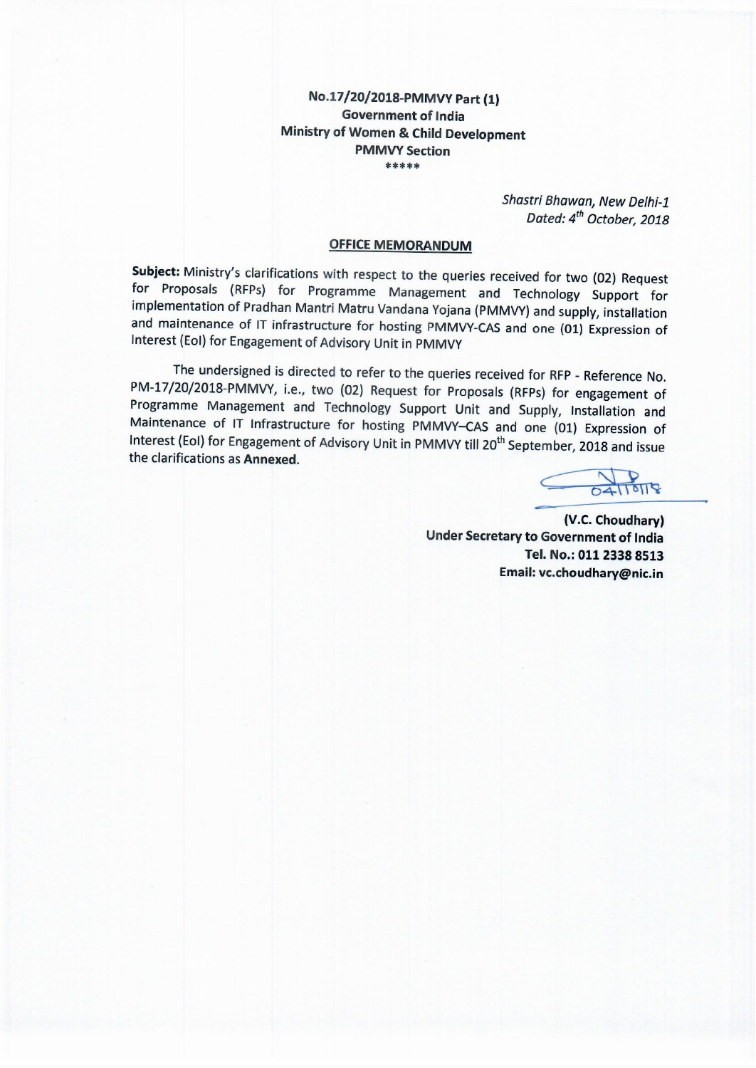**No.17/20/2018-PMMVY Part (1)**
**Government of India**
**Ministry of Women & Child Development**
**PMMVY Section**
*****

*Shastri Bhawan, New Delhi-1*
*Dated: 4th October, 2018*

## OFFICE MEMORANDUM

**Subject:** Ministry's clarifications with respect to the queries received for two (02) Request for Proposals (RFPs) for Programme Management and Technology Support for implementation of Pradhan Mantri Matru Vandana Yojana (PMMVY) and supply, installation and maintenance of IT infrastructure for hosting PMMVY-CAS and one (01) Expression of Interest (EoI) for Engagement of Advisory Unit in PMMVY

The undersigned is directed to refer to the queries received for RFP - Reference No. PM-17/20/2018-PMMVY, i.e., two (02) Request for Proposals (RFPs) for engagement of Programme Management and Technology Support Unit and Supply, Installation and Maintenance of IT Infrastructure for hosting PMMVY–CAS and one (01) Expression of Interest (EoI) for Engagement of Advisory Unit in PMMVY till 20th September, 2018 and issue the clarifications as **Annexed**.

04/10/18

**(V.C. Choudhary)**
**Under Secretary to Government of India**
**Tel. No.: 011 2338 8513**
**Email: vc.choudhary@nic.in**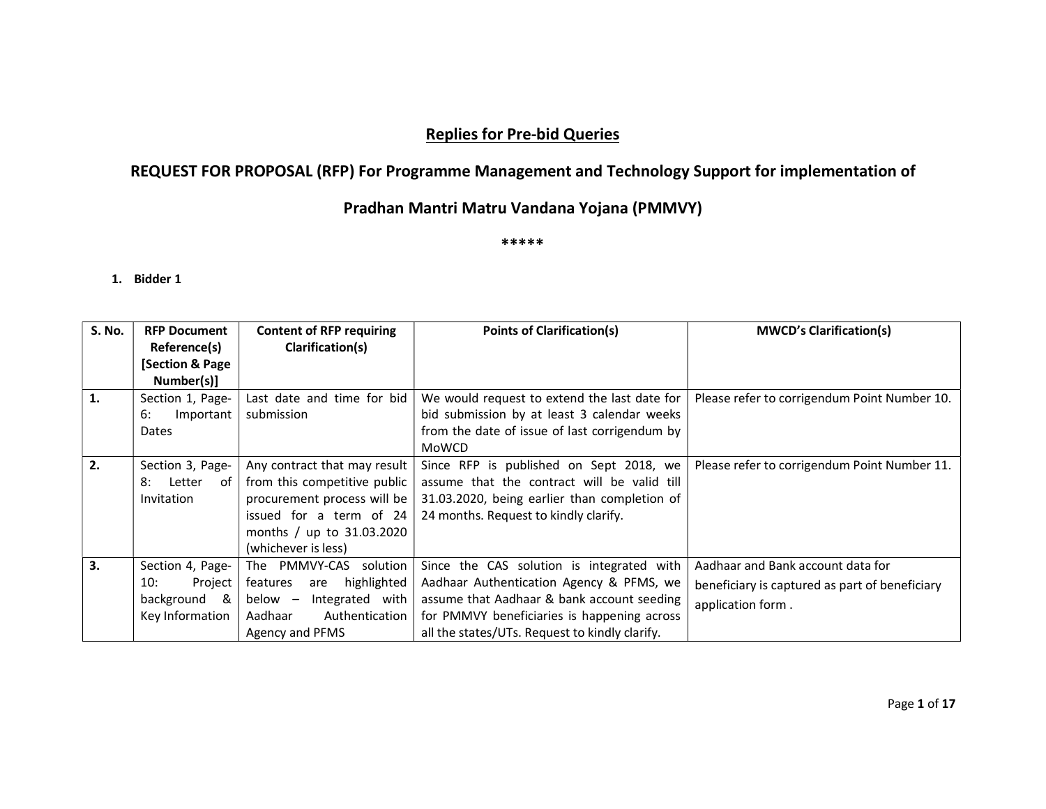## Replies for Pre-bid Queries

## REQUEST FOR PROPOSAL (RFP) For Programme Management and Technology Support for implementation of Pradhan Mantri Matru Vandana Yojana (PMMVY)

*****

1. **Bidder 1**

| S. No. | RFP Document Reference(s) [Section & Page Number(s)] | Content of RFP requiring Clarification(s) | Points of Clarification(s) | MWCD's Clarification(s) |
|---|---|---|---|---|
| **1.** | Section 1, Page-6: Important Dates | Last date and time for bid submission | We would request to extend the last date for bid submission by at least 3 calendar weeks from the date of issue of last corrigendum by MoWCD | Please refer to corrigendum Point Number 10. |
| **2.** | Section 3, Page-8: Letter of Invitation | Any contract that may result from this competitive public procurement process will be issued for a term of 24 months / up to 31.03.2020 (whichever is less) | Since RFP is published on Sept 2018, we assume that the contract will be valid till 31.03.2020, being earlier than completion of 24 months. Request to kindly clarify. | Please refer to corrigendum Point Number 11. |
| **3.** | Section 4, Page-10: Project background & Key Information | The PMMVY-CAS solution features are highlighted below – Integrated with Aadhaar Authentication Agency and PFMS | Since the CAS solution is integrated with Aadhaar Authentication Agency & PFMS, we assume that Aadhaar & bank account seeding for PMMVY beneficiaries is happening across all the states/UTs. Request to kindly clarify. | Aadhaar and Bank account data for beneficiary is captured as part of beneficiary application form . |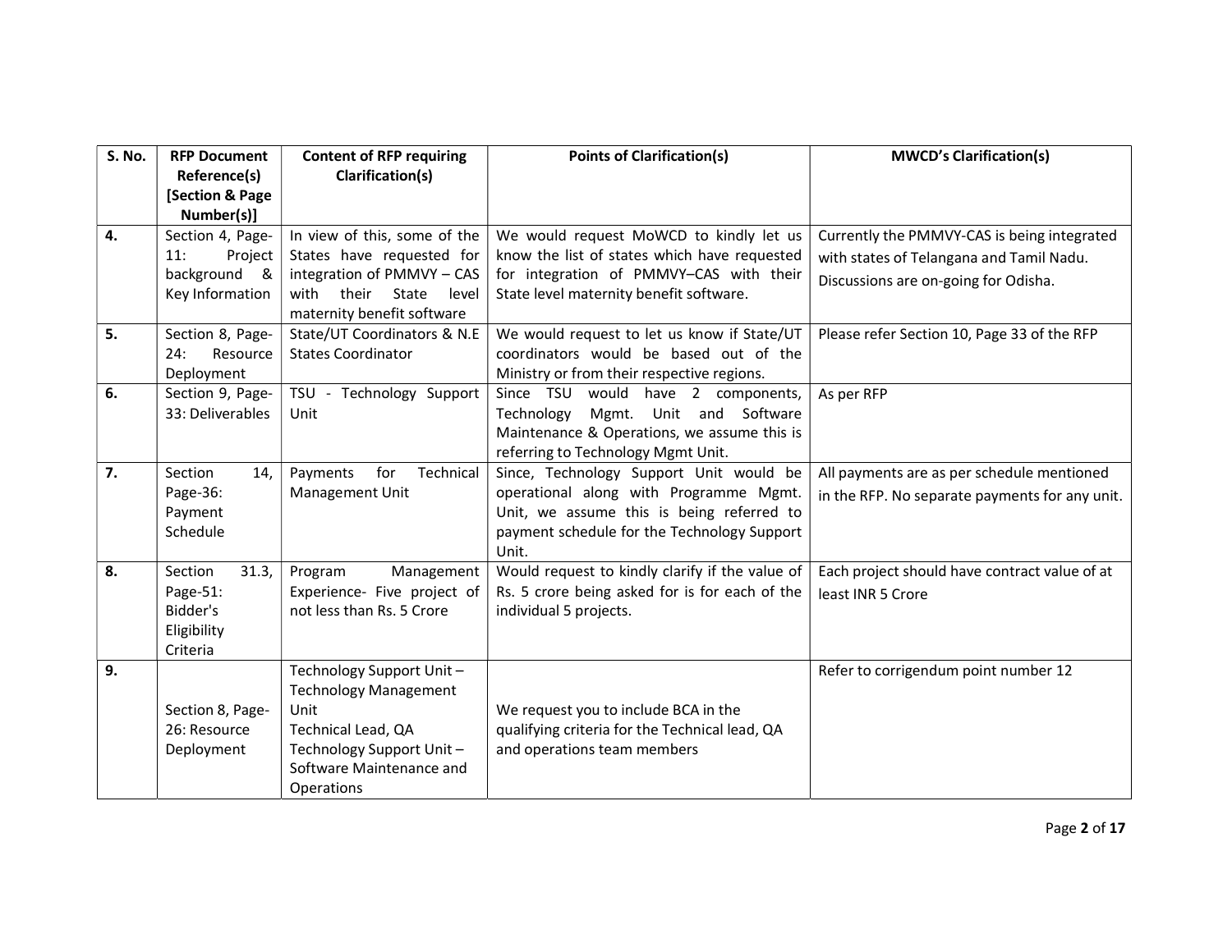| S. No. | RFP Document Reference(s) [Section & Page Number(s)] | Content of RFP requiring Clarification(s) | Points of Clarification(s) | MWCD's Clarification(s) |
|---|---|---|---|---|
| **4.** | Section 4, Page-11: Project background & Key Information | In view of this, some of the States have requested for integration of PMMVY – CAS with their State level maternity benefit software | We would request MoWCD to kindly let us know the list of states which have requested for integration of PMMVY–CAS with their State level maternity benefit software. | Currently the PMMVY-CAS is being integrated with states of Telangana and Tamil Nadu. Discussions are on-going for Odisha. |
| **5.** | Section 8, Page-24: Resource Deployment | State/UT Coordinators & N.E States Coordinator | We would request to let us know if State/UT coordinators would be based out of the Ministry or from their respective regions. | Please refer Section 10, Page 33 of the RFP |
| **6.** | Section 9, Page-33: Deliverables | TSU - Technology Support Unit | Since TSU would have 2 components, Technology Mgmt. Unit and Software Maintenance & Operations, we assume this is referring to Technology Mgmt Unit. | As per RFP |
| **7.** | Section 14, Page-36: Payment Schedule | Payments for Technical Management Unit | Since, Technology Support Unit would be operational along with Programme Mgmt. Unit, we assume this is being referred to payment schedule for the Technology Support Unit. | All payments are as per schedule mentioned in the RFP. No separate payments for any unit. |
| **8.** | Section 31.3, Page-51: Bidder's Eligibility Criteria | Program Management Experience- Five project of not less than Rs. 5 Crore | Would request to kindly clarify if the value of Rs. 5 crore being asked for is for each of the individual 5 projects. | Each project should have contract value of at least INR 5 Crore |
| **9.** | Section 8, Page-26: Resource Deployment | Technology Support Unit – Technology Management Unit<br>Technical Lead, QA<br>Technology Support Unit – Software Maintenance and Operations | We request you to include BCA in the qualifying criteria for the Technical lead, QA and operations team members | Refer to corrigendum point number 12 |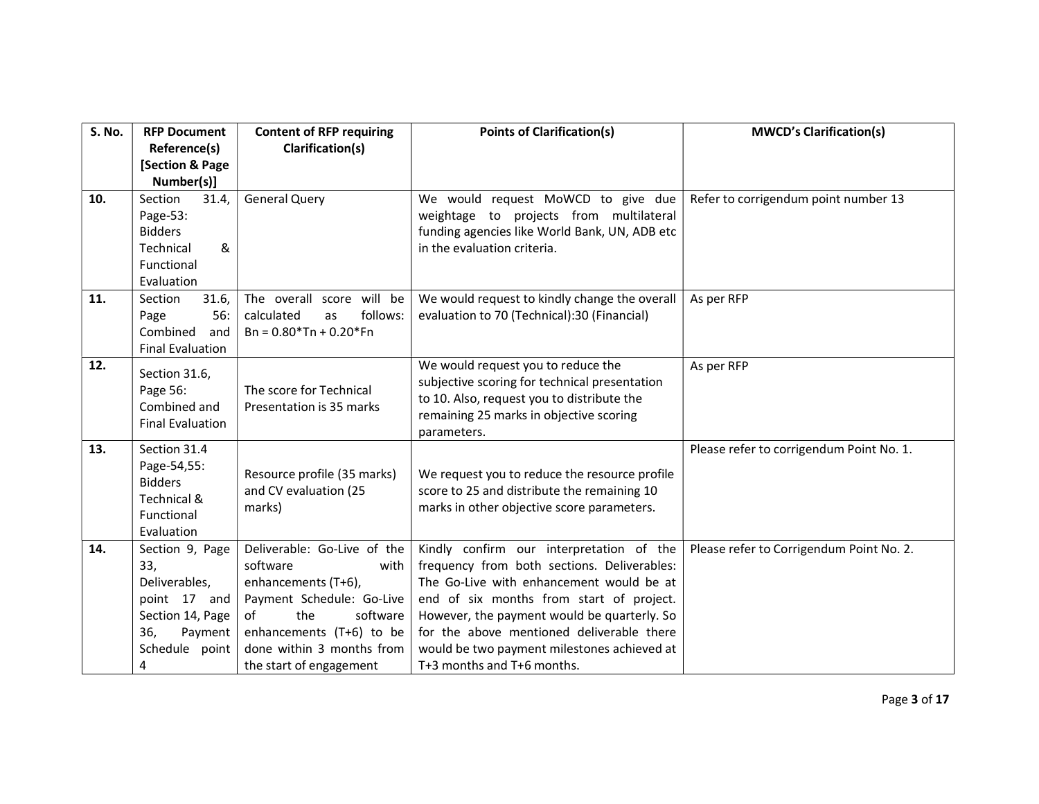| S. No. | RFP Document Reference(s) [Section & Page Number(s)] | Content of RFP requiring Clarification(s) | Points of Clarification(s) | MWCD's Clarification(s) |
|---|---|---|---|---|
| **10.** | Section 31.4, Page-53: Bidders Technical & Functional Evaluation | General Query | We would request MoWCD to give due weightage to projects from multilateral funding agencies like World Bank, UN, ADB etc in the evaluation criteria. | Refer to corrigendum point number 13 |
| **11.** | Section 31.6, Page 56: Combined and Final Evaluation | The overall score will be calculated as follows: Bn = 0.80*Tn + 0.20*Fn | We would request to kindly change the overall evaluation to 70 (Technical):30 (Financial) | As per RFP |
| **12.** | Section 31.6, Page 56: Combined and Final Evaluation | The score for Technical Presentation is 35 marks | We would request you to reduce the subjective scoring for technical presentation to 10. Also, request you to distribute the remaining 25 marks in objective scoring parameters. | As per RFP |
| **13.** | Section 31.4 Page-54,55: Bidders Technical & Functional Evaluation | Resource profile (35 marks) and CV evaluation (25 marks) | We request you to reduce the resource profile score to 25 and distribute the remaining 10 marks in other objective score parameters. | Please refer to corrigendum Point No. 1. |
| **14.** | Section 9, Page 33, Deliverables, point 17 and Section 14, Page 36, Payment Schedule point 4 | Deliverable: Go-Live of the software with enhancements (T+6), Payment Schedule: Go-Live of the software enhancements (T+6) to be done within 3 months from the start of engagement | Kindly confirm our interpretation of the frequency from both sections. Deliverables: The Go-Live with enhancement would be at end of six months from start of project. However, the payment would be quarterly. So for the above mentioned deliverable there would be two payment milestones achieved at T+3 months and T+6 months. | Please refer to Corrigendum Point No. 2. |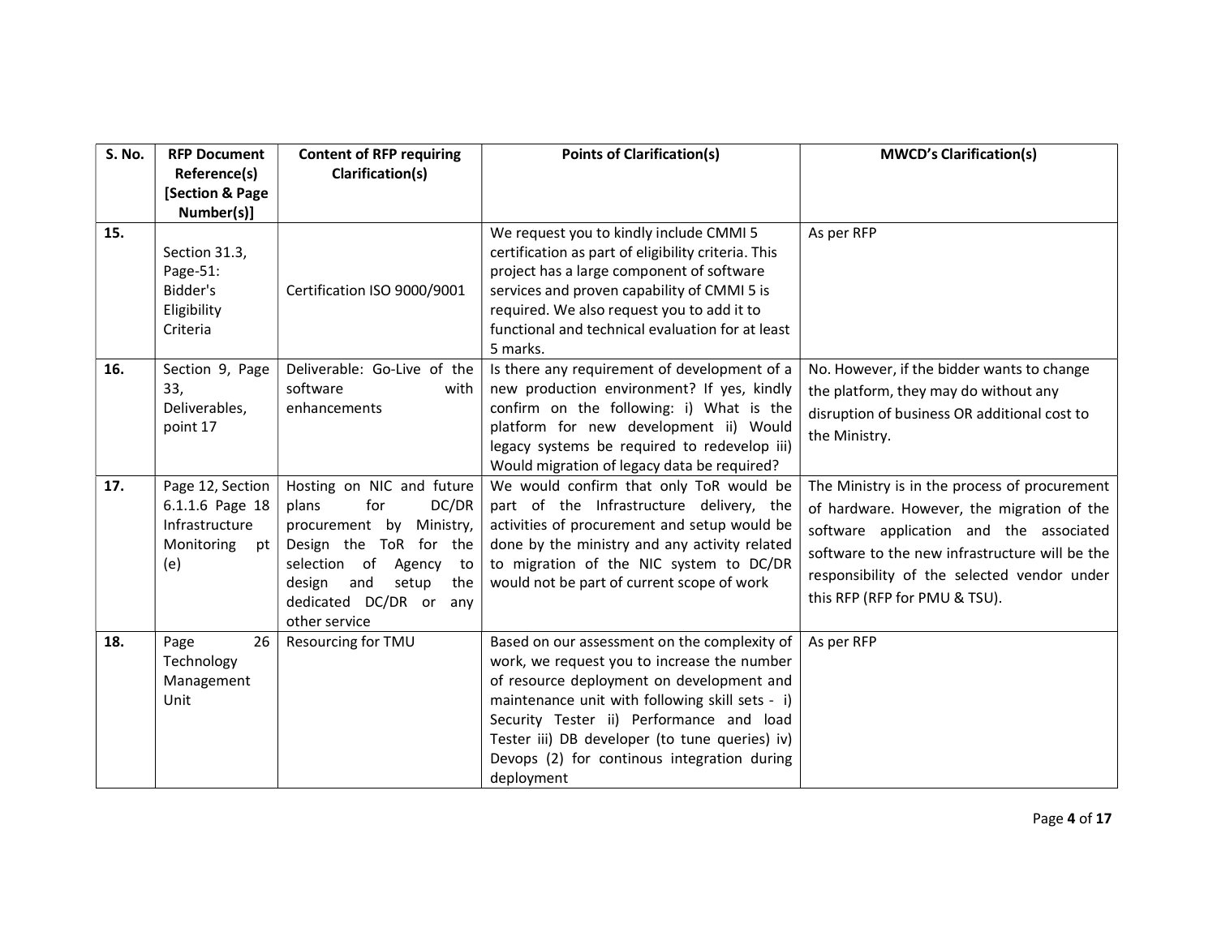| S. No. | RFP Document Reference(s) [Section & Page Number(s)] | Content of RFP requiring Clarification(s) | Points of Clarification(s) | MWCD's Clarification(s) |
|---|---|---|---|---|
| 15. | Section 31.3, Page-51: Bidder's Eligibility Criteria | Certification ISO 9000/9001 | We request you to kindly include CMMI 5 certification as part of eligibility criteria. This project has a large component of software services and proven capability of CMMI 5 is required. We also request you to add it to functional and technical evaluation for at least 5 marks. | As per RFP |
| 16. | Section 9, Page 33, Deliverables, point 17 | Deliverable: Go-Live of the software with enhancements | Is there any requirement of development of a new production environment? If yes, kindly confirm on the following: i) What is the platform for new development ii) Would legacy systems be required to redevelop iii) Would migration of legacy data be required? | No. However, if the bidder wants to change the platform, they may do without any disruption of business OR additional cost to the Ministry. |
| 17. | Page 12, Section 6.1.1.6 Page 18 Infrastructure Monitoring pt (e) | Hosting on NIC and future plans for DC/DR procurement by Ministry, Design the ToR for the selection of Agency to design and setup the dedicated DC/DR or any other service | We would confirm that only ToR would be part of the Infrastructure delivery, the activities of procurement and setup would be done by the ministry and any activity related to migration of the NIC system to DC/DR would not be part of current scope of work | The Ministry is in the process of procurement of hardware. However, the migration of the software application and the associated software to the new infrastructure will be the responsibility of the selected vendor under this RFP (RFP for PMU & TSU). |
| 18. | Page 26 Technology Management Unit | Resourcing for TMU | Based on our assessment on the complexity of work, we request you to increase the number of resource deployment on development and maintenance unit with following skill sets - i) Security Tester ii) Performance and load Tester iii) DB developer (to tune queries) iv) Devops (2) for continous integration during deployment | As per RFP |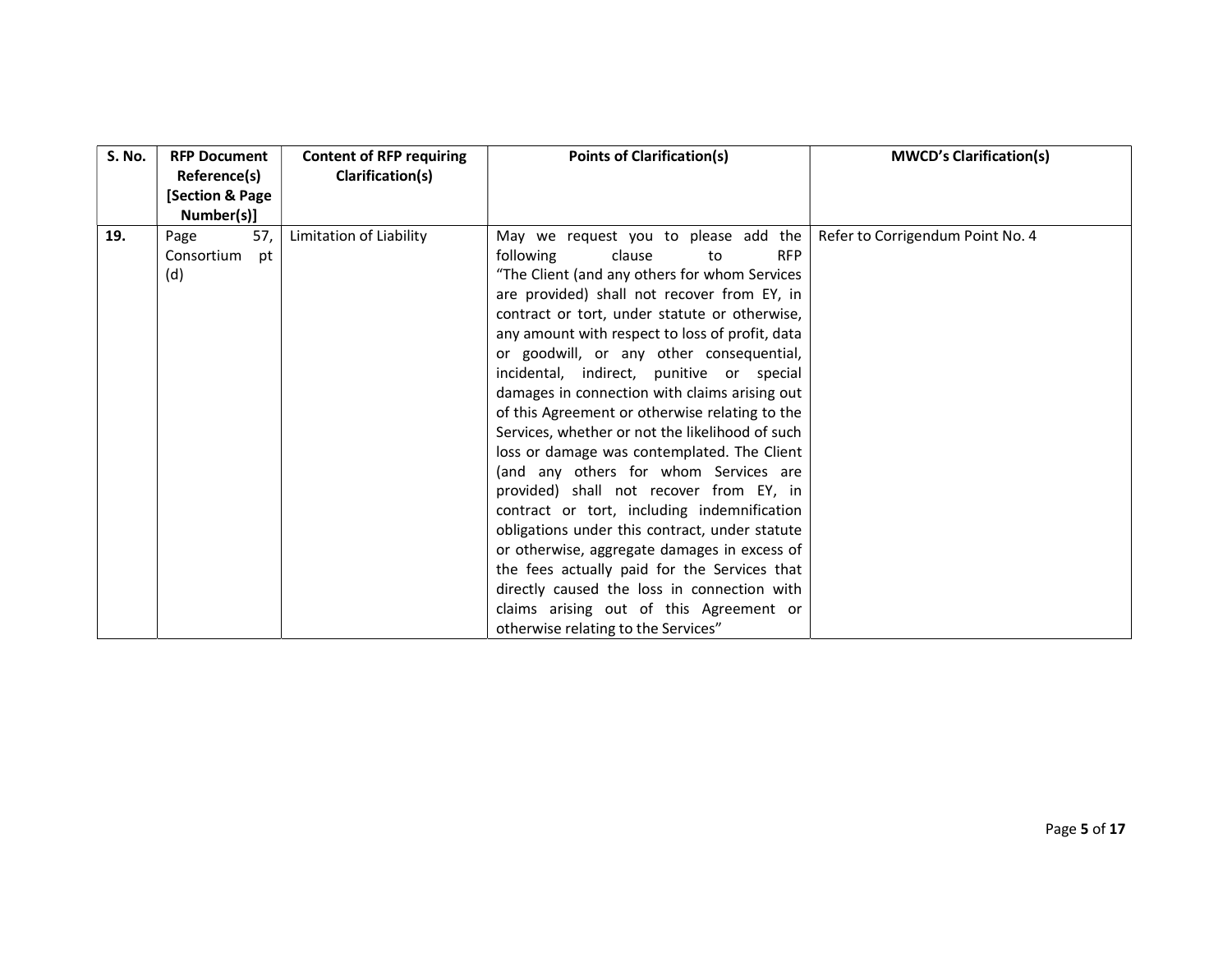| S. No. | RFP Document Reference(s) [Section & Page Number(s)] | Content of RFP requiring Clarification(s) | Points of Clarification(s) | MWCD's Clarification(s) |
|---|---|---|---|---|
| 19. | Page 57, Consortium pt (d) | Limitation of Liability | May we request you to please add the following clause to RFP "The Client (and any others for whom Services are provided) shall not recover from EY, in contract or tort, under statute or otherwise, any amount with respect to loss of profit, data or goodwill, or any other consequential, incidental, indirect, punitive or special damages in connection with claims arising out of this Agreement or otherwise relating to the Services, whether or not the likelihood of such loss or damage was contemplated. The Client (and any others for whom Services are provided) shall not recover from EY, in contract or tort, including indemnification obligations under this contract, under statute or otherwise, aggregate damages in excess of the fees actually paid for the Services that directly caused the loss in connection with claims arising out of this Agreement or otherwise relating to the Services" | Refer to Corrigendum Point No. 4 |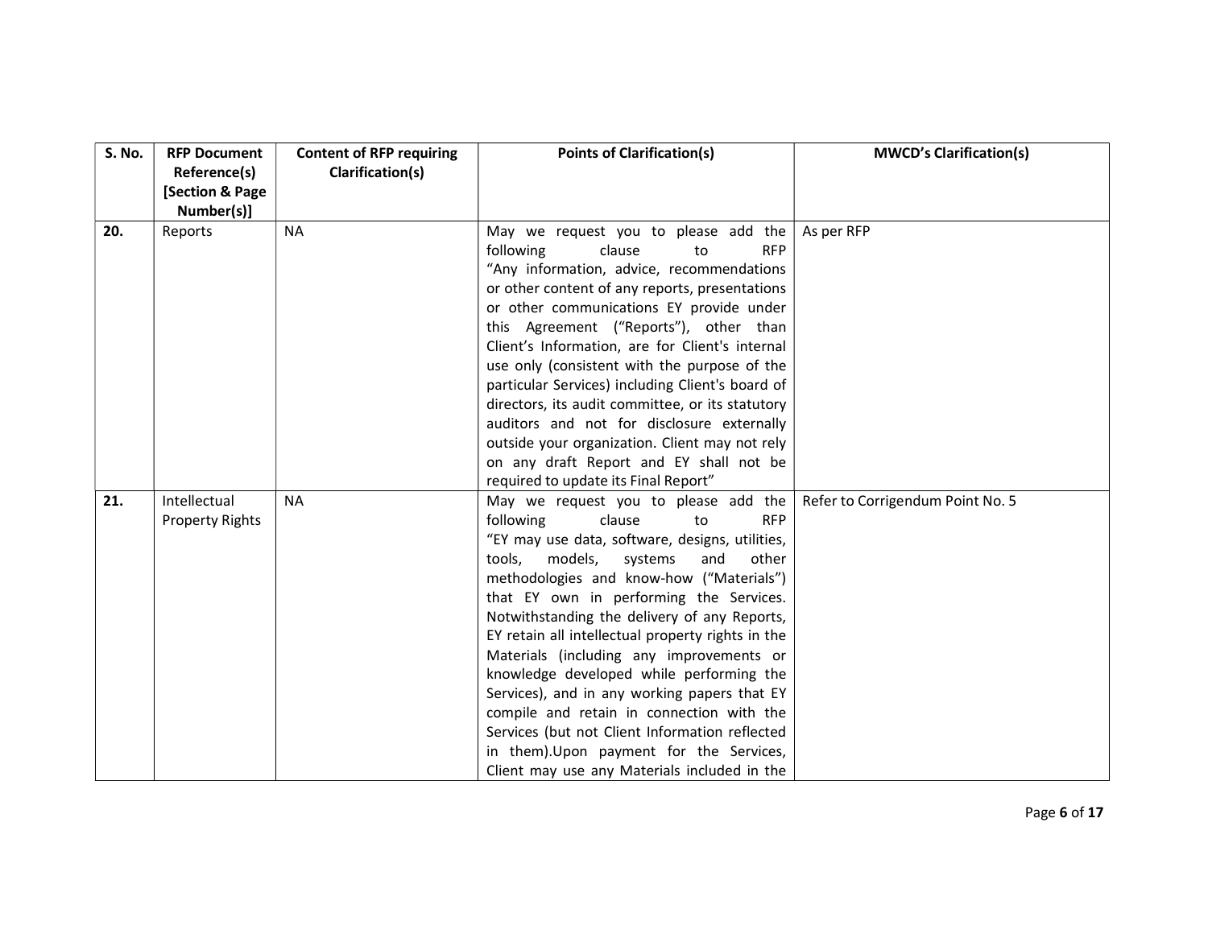| S. No. | RFP Document Reference(s) [Section & Page Number(s)] | Content of RFP requiring Clarification(s) | Points of Clarification(s) | MWCD's Clarification(s) |
|---|---|---|---|---|
| **20.** | Reports | NA | May we request you to please add the following clause to RFP "Any information, advice, recommendations or other content of any reports, presentations or other communications EY provide under this Agreement ("Reports"), other than Client's Information, are for Client's internal use only (consistent with the purpose of the particular Services) including Client's board of directors, its audit committee, or its statutory auditors and not for disclosure externally outside your organization. Client may not rely on any draft Report and EY shall not be required to update its Final Report" | As per RFP |
| **21.** | Intellectual Property Rights | NA | May we request you to please add the following clause to RFP "EY may use data, software, designs, utilities, tools, models, systems and other methodologies and know-how ("Materials") that EY own in performing the Services. Notwithstanding the delivery of any Reports, EY retain all intellectual property rights in the Materials (including any improvements or knowledge developed while performing the Services), and in any working papers that EY compile and retain in connection with the Services (but not Client Information reflected in them).Upon payment for the Services, Client may use any Materials included in the | Refer to Corrigendum Point No. 5 |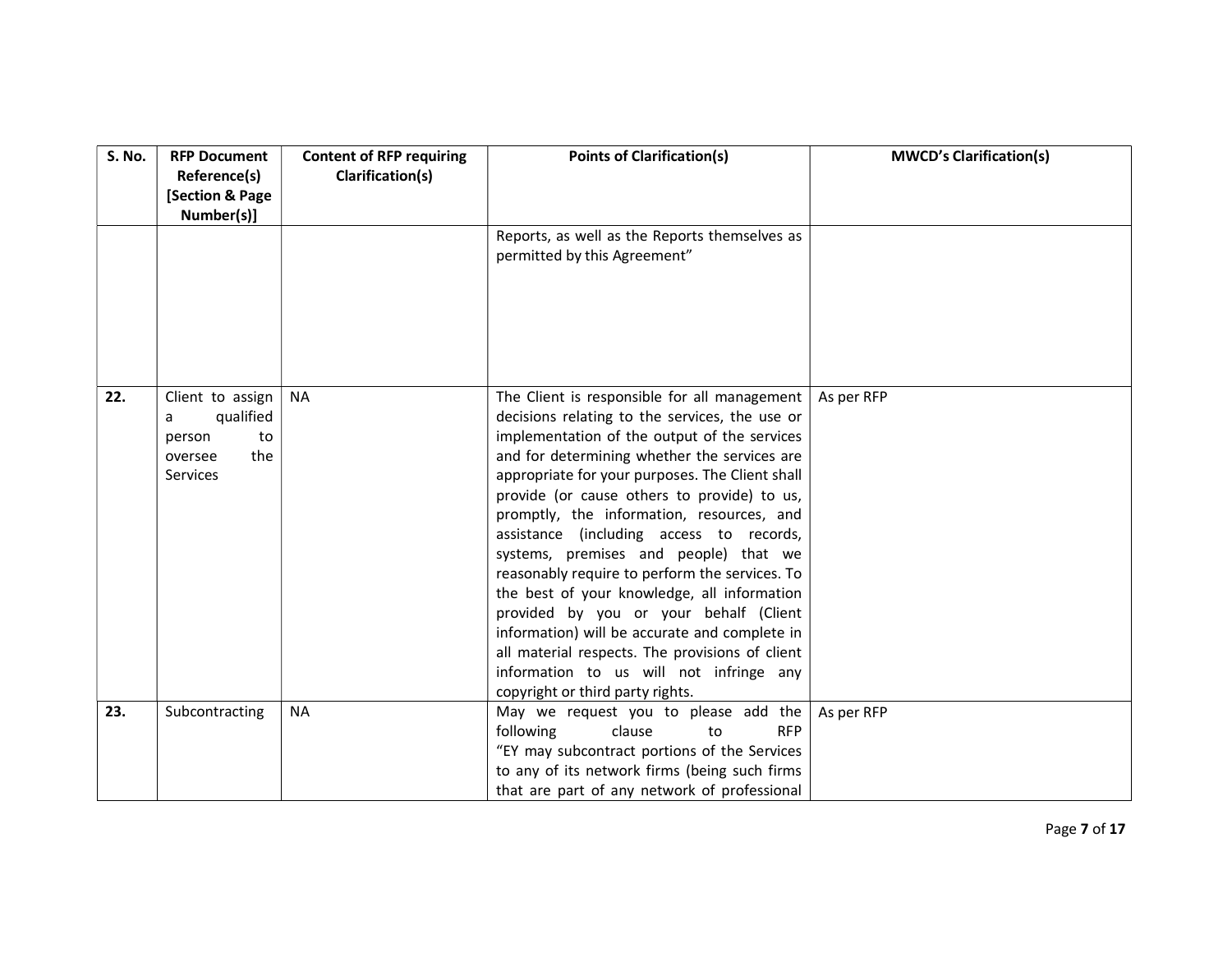| S. No. | RFP Document Reference(s) [Section & Page Number(s)] | Content of RFP requiring Clarification(s) | Points of Clarification(s) | MWCD's Clarification(s) |
|---|---|---|---|---|
| | | | Reports, as well as the Reports themselves as permitted by this Agreement" | |
| 22. | Client to assign a qualified person to oversee the Services | NA | The Client is responsible for all management decisions relating to the services, the use or implementation of the output of the services and for determining whether the services are appropriate for your purposes. The Client shall provide (or cause others to provide) to us, promptly, the information, resources, and assistance (including access to records, systems, premises and people) that we reasonably require to perform the services. To the best of your knowledge, all information provided by you or your behalf (Client information) will be accurate and complete in all material respects. The provisions of client information to us will not infringe any copyright or third party rights. | As per RFP |
| 23. | Subcontracting | NA | May we request you to please add the following clause to RFP "EY may subcontract portions of the Services to any of its network firms (being such firms that are part of any network of professional | As per RFP |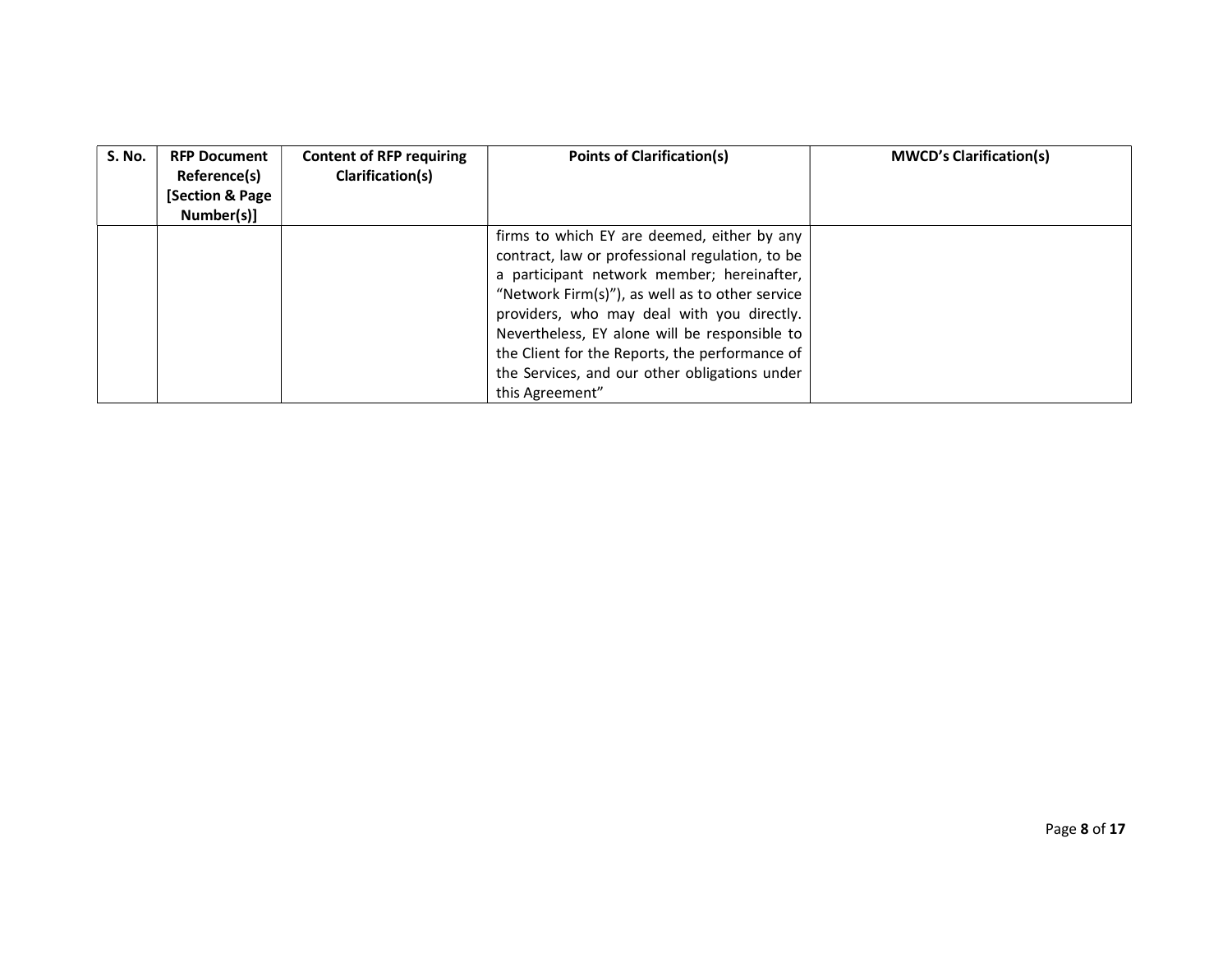| S. No. | RFP Document Reference(s) [Section & Page Number(s)] | Content of RFP requiring Clarification(s) | Points of Clarification(s) | MWCD's Clarification(s) |
|---|---|---|---|---|
| | | | firms to which EY are deemed, either by any contract, law or professional regulation, to be a participant network member; hereinafter, "Network Firm(s)"), as well as to other service providers, who may deal with you directly. Nevertheless, EY alone will be responsible to the Client for the Reports, the performance of the Services, and our other obligations under this Agreement" | |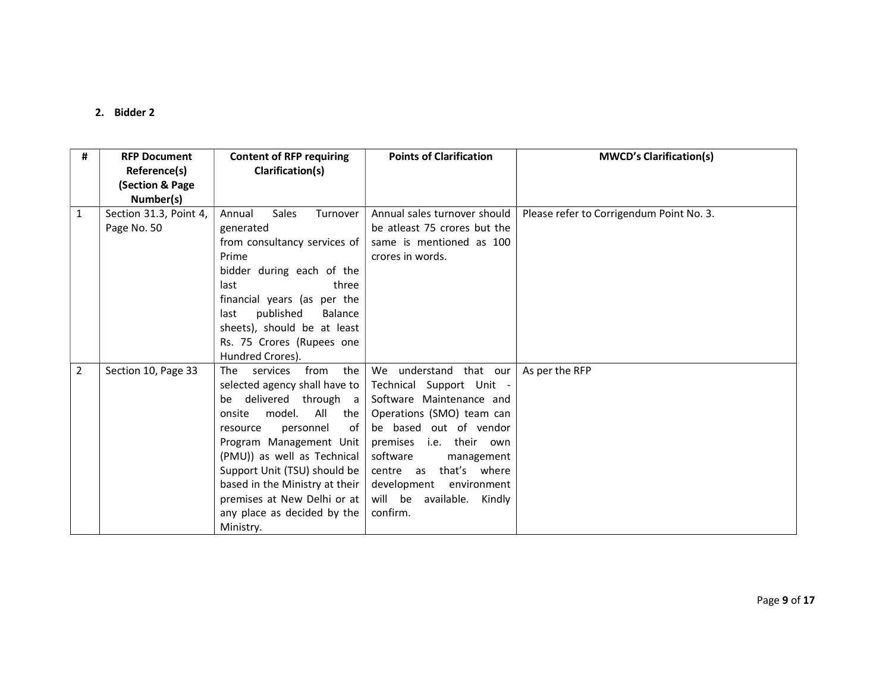## 2. Bidder 2

| # | RFP Document Reference(s) (Section & Page Number(s) | Content of RFP requiring Clarification(s) | Points of Clarification | MWCD's Clarification(s) |
|---|---|---|---|---|
| 1 | Section 31.3, Point 4, Page No. 50 | Annual Sales Turnover generated from consultancy services of Prime bidder during each of the last three financial years (as per the last published Balance sheets), should be at least Rs. 75 Crores (Rupees one Hundred Crores). | Annual sales turnover should be atleast 75 crores but the same is mentioned as 100 crores in words. | Please refer to Corrigendum Point No. 3. |
| 2 | Section 10, Page 33 | The services from the selected agency shall have to be delivered through a onsite model. All the resource personnel of Program Management Unit (PMU)) as well as Technical Support Unit (TSU) should be based in the Ministry at their premises at New Delhi or at any place as decided by the Ministry. | We understand that our Technical Support Unit - Software Maintenance and Operations (SMO) team can be based out of vendor premises i.e. their own software management centre as that's where development environment will be available. Kindly confirm. | As per the RFP |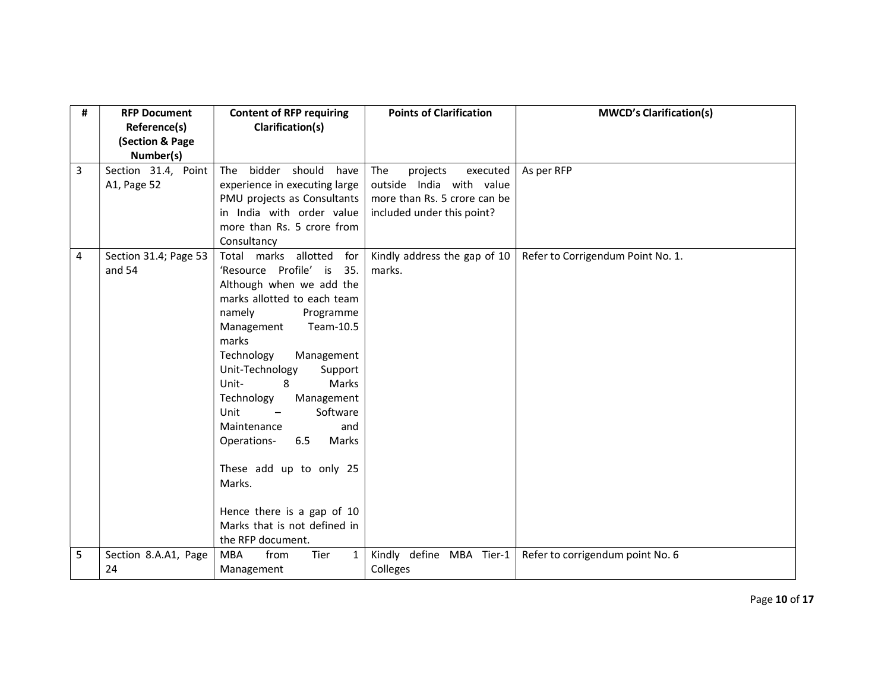| # | RFP Document Reference(s) (Section & Page Number(s) | Content of RFP requiring Clarification(s) | Points of Clarification | MWCD's Clarification(s) |
|---|---|---|---|---|
| 3 | Section 31.4, Point A1, Page 52 | The bidder should have experience in executing large PMU projects as Consultants in India with order value more than Rs. 5 crore from Consultancy | The projects executed outside India with value more than Rs. 5 crore can be included under this point? | As per RFP |
| 4 | Section 31.4; Page 53 and 54 | Total marks allotted for 'Resource Profile' is 35. Although when we add the marks allotted to each team namely Programme Management Team-10.5 marks<br>Technology Management Unit-Technology Support Unit- 8 Marks<br>Technology Management Unit – Software Maintenance and Operations- 6.5 Marks<br><br>These add up to only 25 Marks.<br><br>Hence there is a gap of 10 Marks that is not defined in the RFP document. | Kindly address the gap of 10 marks. | Refer to Corrigendum Point No. 1. |
| 5 | Section 8.A.A1, Page 24 | MBA from Tier 1 Management | Kindly define MBA Tier-1 Colleges | Refer to corrigendum point No. 6 |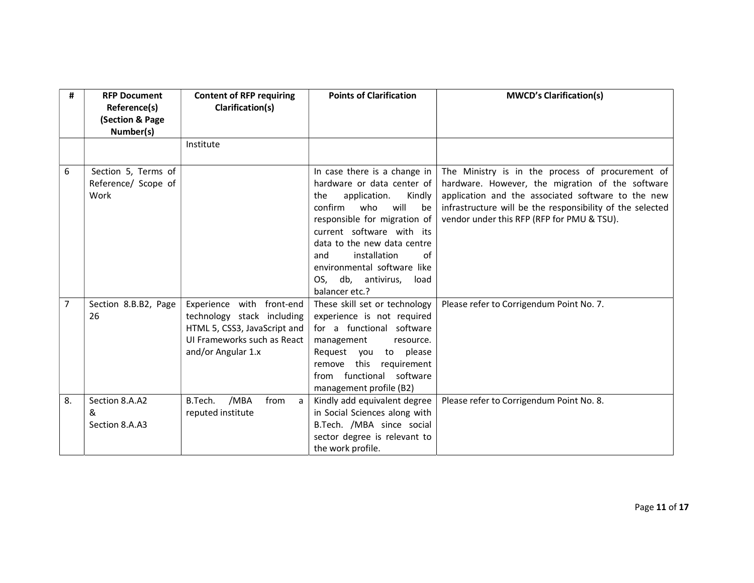| # | RFP Document Reference(s) (Section & Page Number(s)) | Content of RFP requiring Clarification(s) | Points of Clarification | MWCD's Clarification(s) |
|---|---|---|---|---|
| | | Institute | | |
| 6 | Section 5, Terms of Reference/ Scope of Work | | In case there is a change in hardware or data center of the application. Kindly confirm who will be responsible for migration of current software with its data to the new data centre and installation of environmental software like OS, db, antivirus, load balancer etc.? | The Ministry is in the process of procurement of hardware. However, the migration of the software application and the associated software to the new infrastructure will be the responsibility of the selected vendor under this RFP (RFP for PMU & TSU). |
| 7 | Section 8.B.B2, Page 26 | Experience with front-end technology stack including HTML 5, CSS3, JavaScript and UI Frameworks such as React and/or Angular 1.x | These skill set or technology experience is not required for a functional software management resource. Request you to please remove this requirement from functional software management profile (B2) | Please refer to Corrigendum Point No. 7. |
| 8. | Section 8.A.A2 & Section 8.A.A3 | B.Tech. /MBA from a reputed institute | Kindly add equivalent degree in Social Sciences along with B.Tech. /MBA since social sector degree is relevant to the work profile. | Please refer to Corrigendum Point No. 8. |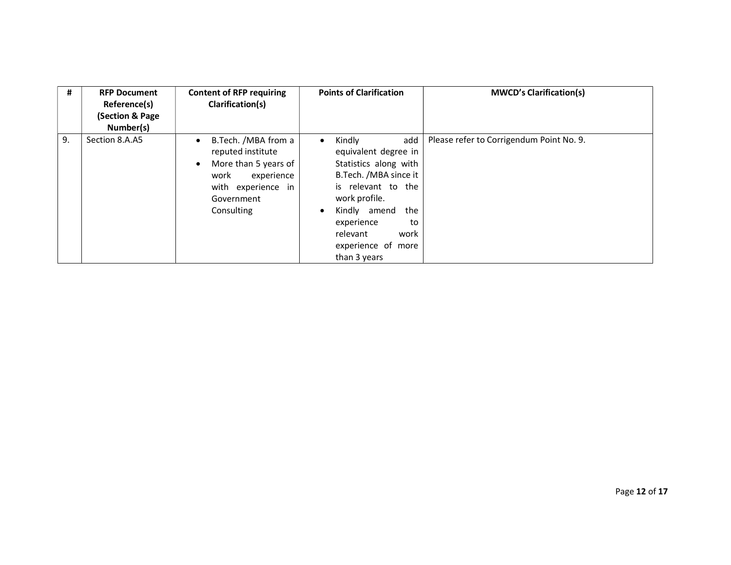| # | RFP Document Reference(s) (Section & Page Number(s)) | Content of RFP requiring Clarification(s) | Points of Clarification | MWCD's Clarification(s) |
|---|---|---|---|---|
| 9. | Section 8.A.A5 | • B.Tech. /MBA from a reputed institute<br>• More than 5 years of work experience with experience in Government Consulting | • Kindly add equivalent degree in Statistics along with B.Tech. /MBA since it is relevant to the work profile.<br>• Kindly amend the experience to relevant work experience of more than 3 years | Please refer to Corrigendum Point No. 9. |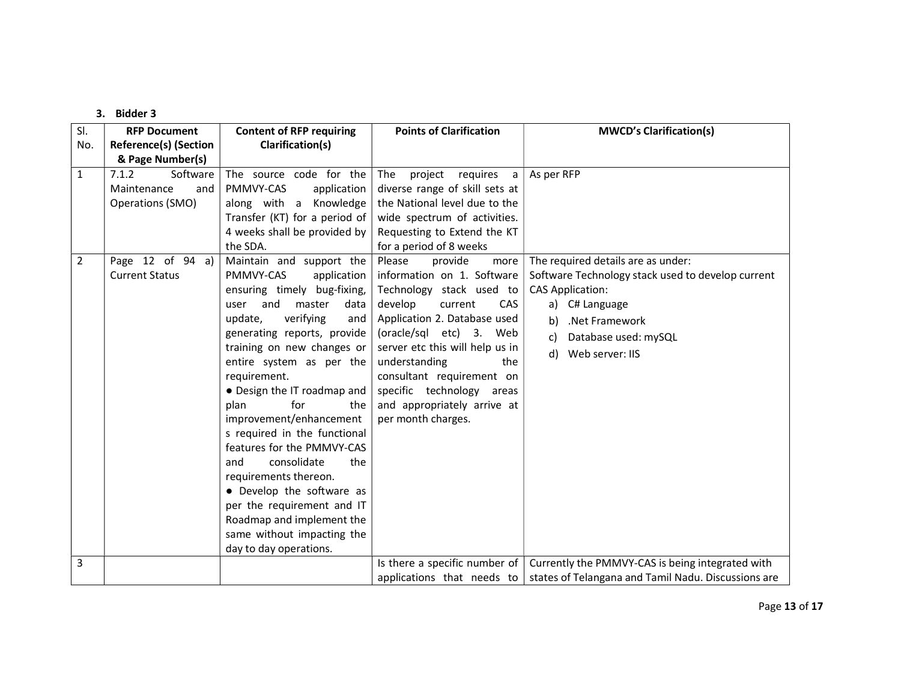### 3. Bidder 3

| Sl. No. | RFP Document Reference(s) (Section & Page Number(s) | Content of RFP requiring Clarification(s) | Points of Clarification | MWCD's Clarification(s) |
|---|---|---|---|---|
| 1 | 7.1.2 Software Maintenance and Operations (SMO) | The source code for the PMMVY-CAS application along with a Knowledge Transfer (KT) for a period of 4 weeks shall be provided by the SDA. | The project requires a diverse range of skill sets at the National level due to the wide spectrum of activities. Requesting to Extend the KT for a period of 8 weeks | As per RFP |
| 2 | Page 12 of 94 a) Current Status | Maintain and support the PMMVY-CAS application ensuring timely bug-fixing, user and master data update, verifying and generating reports, provide training on new changes or entire system as per the requirement.<br>● Design the IT roadmap and plan for the improvement/enhancements required in the functional features for the PMMVY-CAS and consolidate the requirements thereon.<br>● Develop the software as per the requirement and IT Roadmap and implement the same without impacting the day to day operations. | Please provide more information on 1. Software Technology stack used to develop current CAS Application 2. Database used (oracle/sql etc) 3. Web server etc this will help us in understanding the consultant requirement on specific technology areas and appropriately arrive at per month charges. | The required details are as under:<br>Software Technology stack used to develop current CAS Application:<br>a) C# Language<br>b) .Net Framework<br>c) Database used: mySQL<br>d) Web server: IIS |
| 3 | | | Is there a specific number of applications that needs to | Currently the PMMVY-CAS is being integrated with states of Telangana and Tamil Nadu. Discussions are |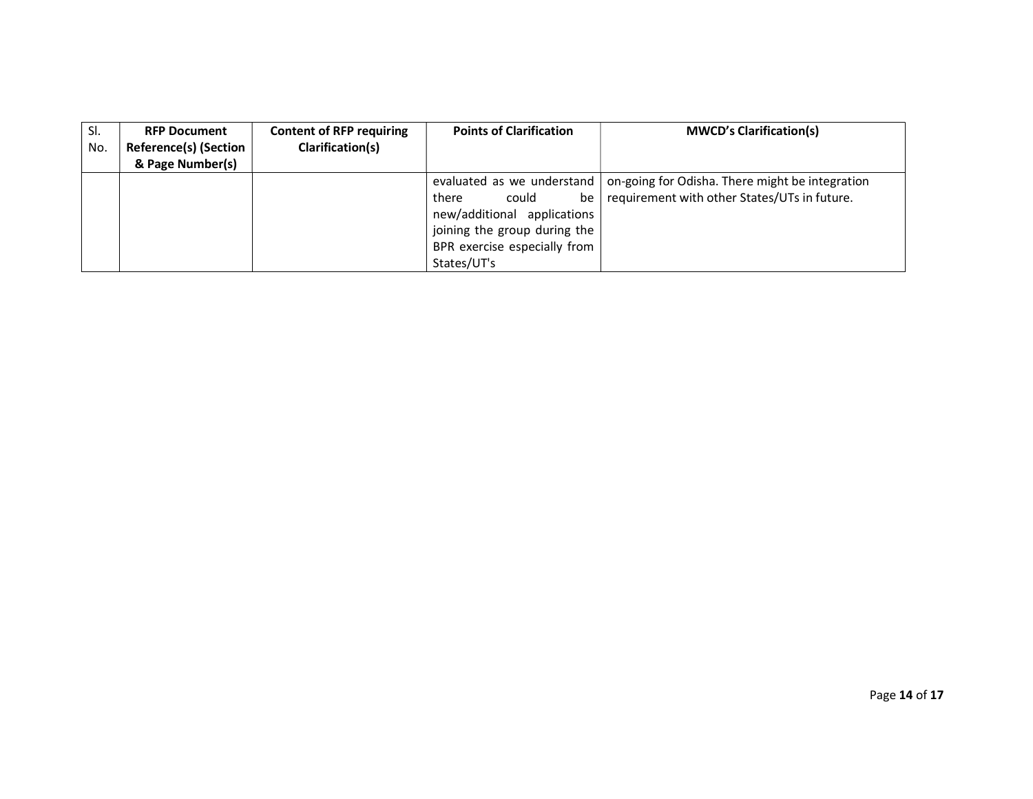| Sl. No. | RFP Document Reference(s) (Section & Page Number(s) | Content of RFP requiring Clarification(s) | Points of Clarification | MWCD's Clarification(s) |
|---|---|---|---|---|
| | | | evaluated as we understand there could be new/additional applications joining the group during the BPR exercise especially from States/UT's | on-going for Odisha. There might be integration requirement with other States/UTs in future. |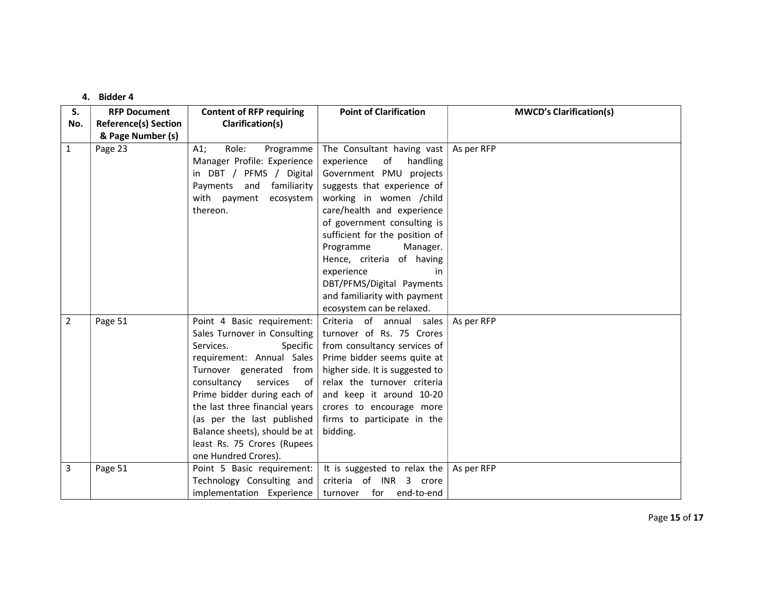4. **Bidder 4**

| S. No. | RFP Document Reference(s) Section & Page Number (s) | Content of RFP requiring Clarification(s) | Point of Clarification | MWCD's Clarification(s) |
|---|---|---|---|---|
| 1 | Page 23 | A1; Role: Programme Manager Profile: Experience in DBT / PFMS / Digital Payments and familiarity with payment ecosystem thereon. | The Consultant having vast experience of handling Government PMU projects suggests that experience of working in women /child care/health and experience of government consulting is sufficient for the position of Programme Manager. Hence, criteria of having experience in DBT/PFMS/Digital Payments and familiarity with payment ecosystem can be relaxed. | As per RFP |
| 2 | Page 51 | Point 4 Basic requirement: Sales Turnover in Consulting Services. Specific requirement: Annual Sales Turnover generated from consultancy services of Prime bidder during each of the last three financial years (as per the last published Balance sheets), should be at least Rs. 75 Crores (Rupees one Hundred Crores). | Criteria of annual sales turnover of Rs. 75 Crores from consultancy services of Prime bidder seems quite at higher side. It is suggested to relax the turnover criteria and keep it around 10-20 crores to encourage more firms to participate in the bidding. | As per RFP |
| 3 | Page 51 | Point 5 Basic requirement: Technology Consulting and implementation Experience | It is suggested to relax the criteria of INR 3 crore turnover for end-to-end | As per RFP |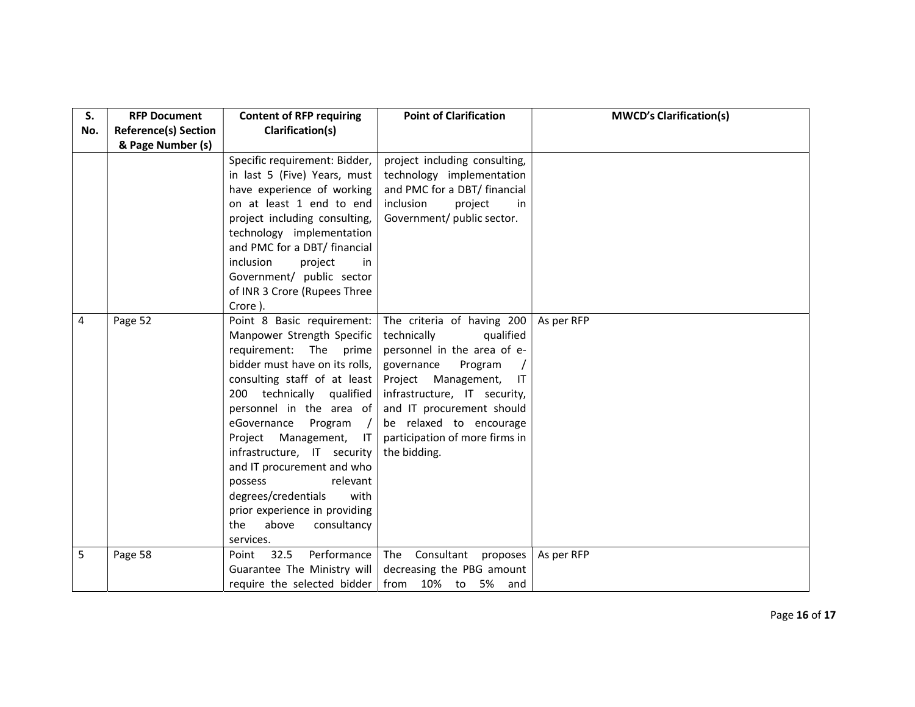| S. No. | RFP Document Reference(s) Section & Page Number (s) | Content of RFP requiring Clarification(s) | Point of Clarification | MWCD's Clarification(s) |
|---|---|---|---|---|
| | | Specific requirement: Bidder, in last 5 (Five) Years, must have experience of working on at least 1 end to end project including consulting, technology implementation and PMC for a DBT/ financial inclusion project in Government/ public sector of INR 3 Crore (Rupees Three Crore ). | project including consulting, technology implementation and PMC for a DBT/ financial inclusion project in Government/ public sector. | |
| 4 | Page 52 | Point 8 Basic requirement: Manpower Strength Specific requirement: The prime bidder must have on its rolls, consulting staff of at least 200 technically qualified personnel in the area of eGovernance Program / Project Management, IT infrastructure, IT security and IT procurement and who possess relevant degrees/credentials with prior experience in providing the above consultancy services. | The criteria of having 200 technically qualified personnel in the area of e-governance Program / Project Management, IT infrastructure, IT security, and IT procurement should be relaxed to encourage participation of more firms in the bidding. | As per RFP |
| 5 | Page 58 | Point 32.5 Performance Guarantee The Ministry will require the selected bidder | The Consultant proposes decreasing the PBG amount from 10% to 5% and | As per RFP |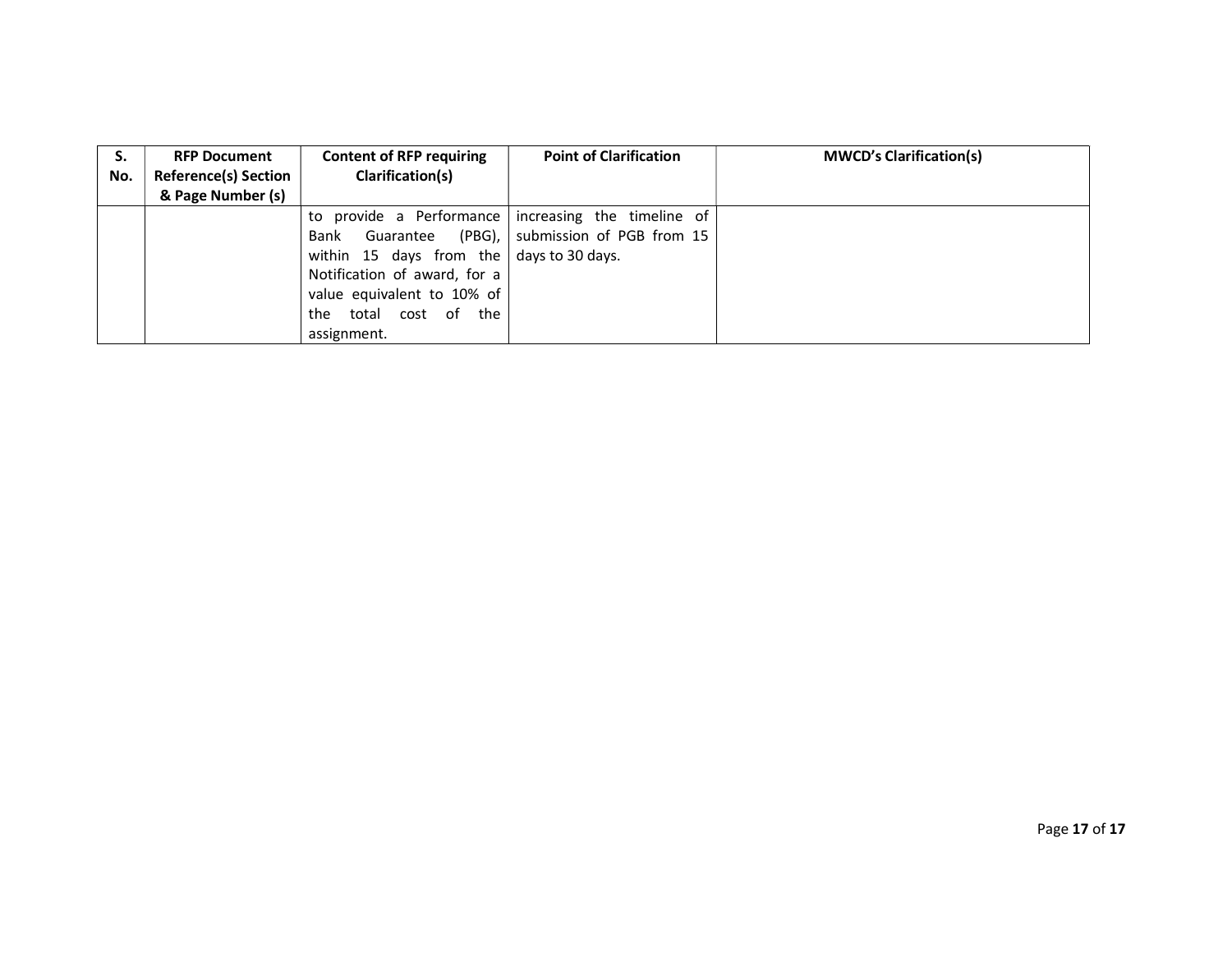| S. No. | RFP Document Reference(s) Section & Page Number (s) | Content of RFP requiring Clarification(s) | Point of Clarification | MWCD's Clarification(s) |
|---|---|---|---|---|
| | | to provide a Performance Bank Guarantee (PBG), within 15 days from the Notification of award, for a value equivalent to 10% of the total cost of the assignment. | increasing the timeline of submission of PGB from 15 days to 30 days. | |